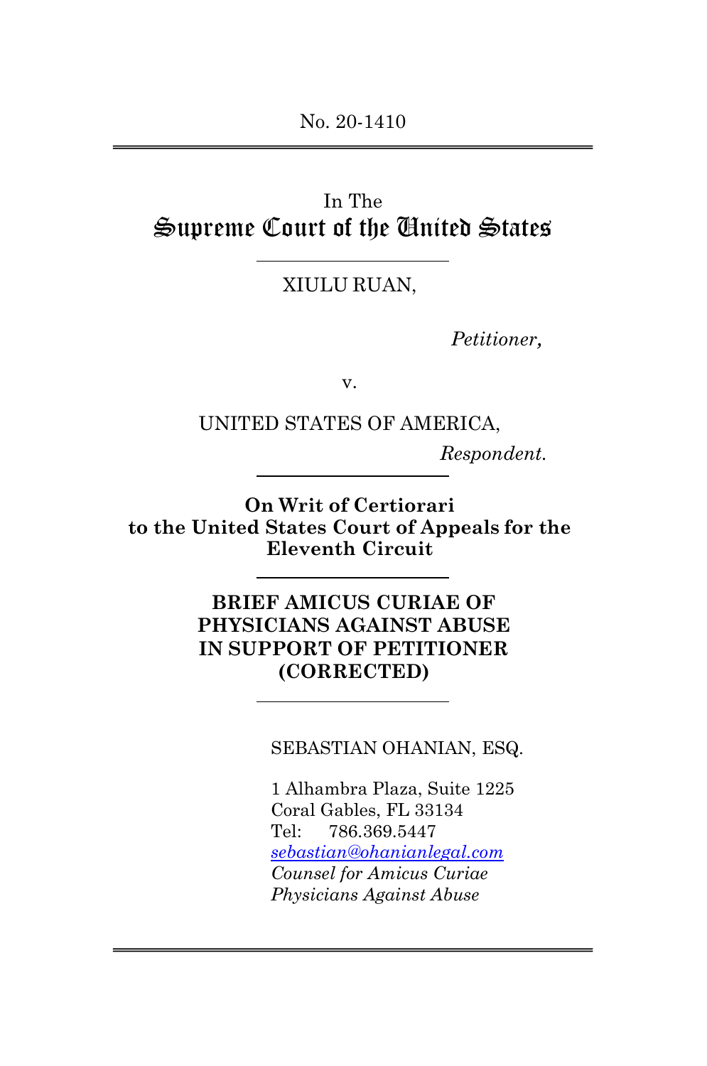No. 20-1410

In The
# Supreme Court of the United States

XIULU RUAN,

*Petitioner,*

v.

UNITED STATES OF AMERICA,

*Respondent.*

**On Writ of Certiorari to the United States Court of Appeals for the Eleventh Circuit**

**BRIEF AMICUS CURIAE OF PHYSICIANS AGAINST ABUSE IN SUPPORT OF PETITIONER (CORRECTED)**

SEBASTIAN OHANIAN, ESQ.

1 Alhambra Plaza, Suite 1225
Coral Gables, FL 33134
Tel: 786.369.5447
*sebastian@ohanianlegal.com*
*Counsel for Amicus Curiae Physicians Against Abuse*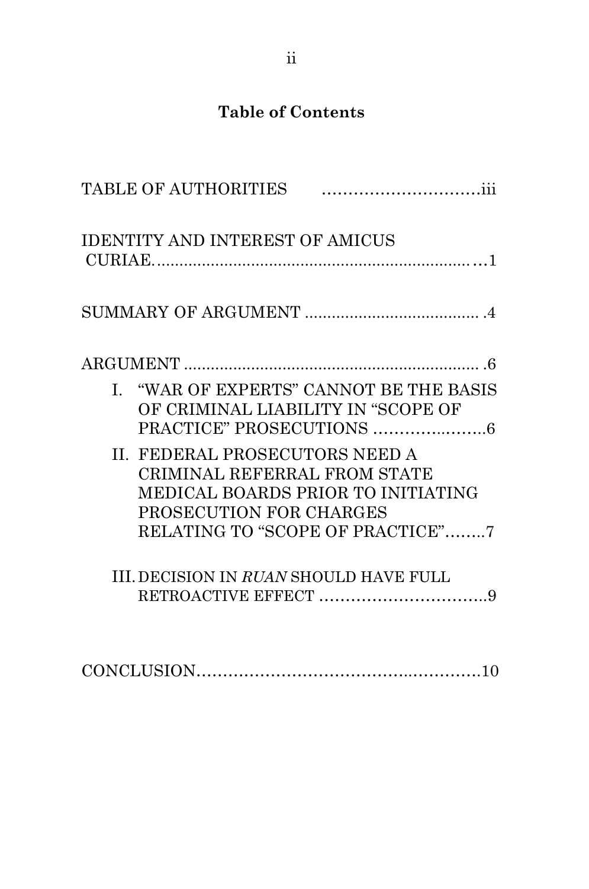## Table of Contents

TABLE OF AUTHORITIES ..............................iii

IDENTITY AND INTEREST OF AMICUS CURIAE.......................................................................1

SUMMARY OF ARGUMENT ....................................... .4

ARGUMENT .................................................................. .6

I. "WAR OF EXPERTS" CANNOT BE THE BASIS OF CRIMINAL LIABILITY IN "SCOPE OF PRACTICE" PROSECUTIONS ........................6

II. FEDERAL PROSECUTORS NEED A CRIMINAL REFERRAL FROM STATE MEDICAL BOARDS PRIOR TO INITIATING PROSECUTION FOR CHARGES RELATING TO "SCOPE OF PRACTICE"........7

III. DECISION IN *RUAN* SHOULD HAVE FULL RETROACTIVE EFFECT ..................................9

CONCLUSION.......................................................10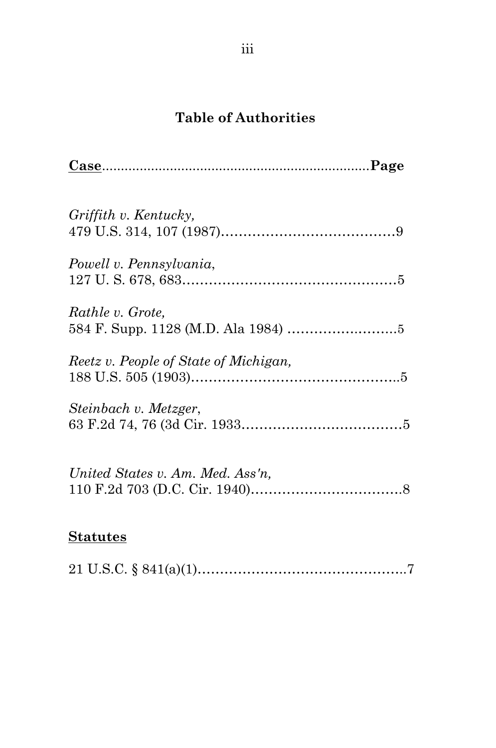## Table of Authorities

**<u>Case</u>**......................................................................**Page**

*Griffith v. Kentucky,*
479 U.S. 314, 107 (1987)……………………………………9

*Powell v. Pennsylvania*,
127 U. S. 678, 683…………………………………………5

*Rathle v. Grote,*
584 F. Supp. 1128 (M.D. Ala 1984) ……………………..5

*Reetz v. People of State of Michigan,*
188 U.S. 505 (1903)………………………………………..5

*Steinbach v. Metzger*,
63 F.2d 74, 76 (3d Cir. 1933………………………………5

*United States v. Am. Med. Ass'n,*
110 F.2d 703 (D.C. Cir. 1940)……………………………8

**<u>Statutes</u>**

21 U.S.C. § 841(a)(1)………………………………………..7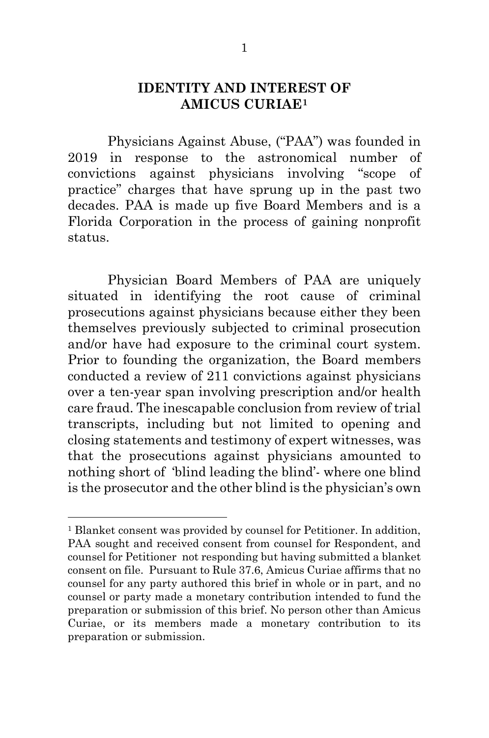## IDENTITY AND INTEREST OF AMICUS CURIAE[1]

Physicians Against Abuse, ("PAA") was founded in 2019 in response to the astronomical number of convictions against physicians involving "scope of practice" charges that have sprung up in the past two decades. PAA is made up five Board Members and is a Florida Corporation in the process of gaining nonprofit status.

Physician Board Members of PAA are uniquely situated in identifying the root cause of criminal prosecutions against physicians because either they been themselves previously subjected to criminal prosecution and/or have had exposure to the criminal court system. Prior to founding the organization, the Board members conducted a review of 211 convictions against physicians over a ten-year span involving prescription and/or health care fraud. The inescapable conclusion from review of trial transcripts, including but not limited to opening and closing statements and testimony of expert witnesses, was that the prosecutions against physicians amounted to nothing short of 'blind leading the blind'- where one blind is the prosecutor and the other blind is the physician's own

---

[1] Blanket consent was provided by counsel for Petitioner. In addition, PAA sought and received consent from counsel for Respondent, and counsel for Petitioner not responding but having submitted a blanket consent on file. Pursuant to Rule 37.6, Amicus Curiae affirms that no counsel for any party authored this brief in whole or in part, and no counsel or party made a monetary contribution intended to fund the preparation or submission of this brief. No person other than Amicus Curiae, or its members made a monetary contribution to its preparation or submission.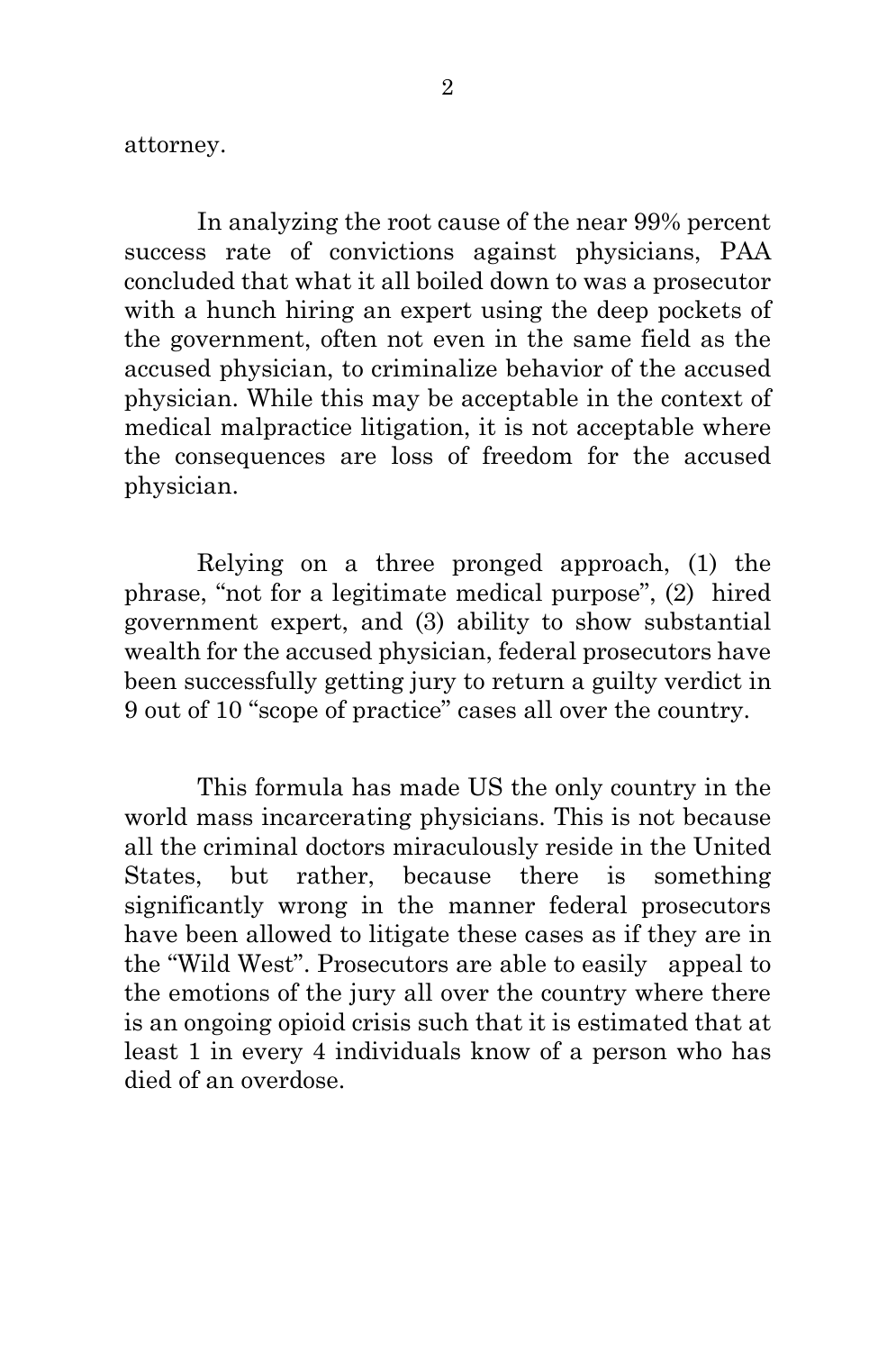attorney.

In analyzing the root cause of the near 99% percent success rate of convictions against physicians, PAA concluded that what it all boiled down to was a prosecutor with a hunch hiring an expert using the deep pockets of the government, often not even in the same field as the accused physician, to criminalize behavior of the accused physician. While this may be acceptable in the context of medical malpractice litigation, it is not acceptable where the consequences are loss of freedom for the accused physician.

Relying on a three pronged approach, (1) the phrase, "not for a legitimate medical purpose", (2) hired government expert, and (3) ability to show substantial wealth for the accused physician, federal prosecutors have been successfully getting jury to return a guilty verdict in 9 out of 10 "scope of practice" cases all over the country.

This formula has made US the only country in the world mass incarcerating physicians. This is not because all the criminal doctors miraculously reside in the United States, but rather, because there is something significantly wrong in the manner federal prosecutors have been allowed to litigate these cases as if they are in the "Wild West". Prosecutors are able to easily appeal to the emotions of the jury all over the country where there is an ongoing opioid crisis such that it is estimated that at least 1 in every 4 individuals know of a person who has died of an overdose.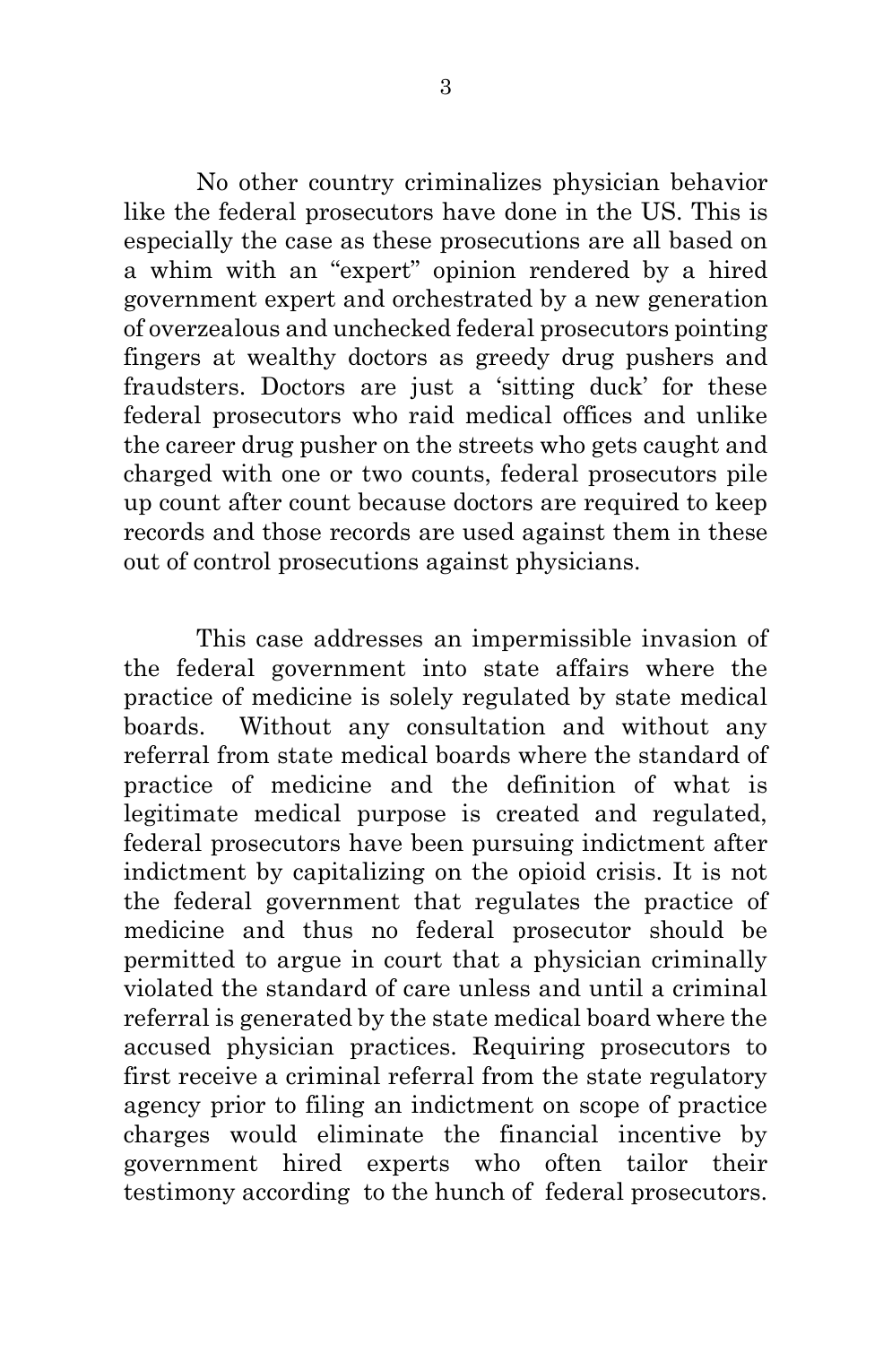No other country criminalizes physician behavior like the federal prosecutors have done in the US. This is especially the case as these prosecutions are all based on a whim with an "expert" opinion rendered by a hired government expert and orchestrated by a new generation of overzealous and unchecked federal prosecutors pointing fingers at wealthy doctors as greedy drug pushers and fraudsters. Doctors are just a 'sitting duck' for these federal prosecutors who raid medical offices and unlike the career drug pusher on the streets who gets caught and charged with one or two counts, federal prosecutors pile up count after count because doctors are required to keep records and those records are used against them in these out of control prosecutions against physicians.

This case addresses an impermissible invasion of the federal government into state affairs where the practice of medicine is solely regulated by state medical boards. Without any consultation and without any referral from state medical boards where the standard of practice of medicine and the definition of what is legitimate medical purpose is created and regulated, federal prosecutors have been pursuing indictment after indictment by capitalizing on the opioid crisis. It is not the federal government that regulates the practice of medicine and thus no federal prosecutor should be permitted to argue in court that a physician criminally violated the standard of care unless and until a criminal referral is generated by the state medical board where the accused physician practices. Requiring prosecutors to first receive a criminal referral from the state regulatory agency prior to filing an indictment on scope of practice charges would eliminate the financial incentive by government hired experts who often tailor their testimony according to the hunch of federal prosecutors.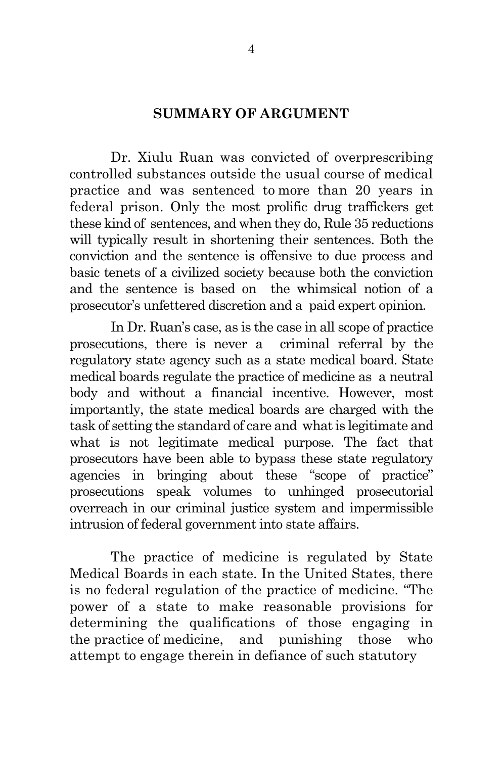## SUMMARY OF ARGUMENT

Dr. Xiulu Ruan was convicted of overprescribing controlled substances outside the usual course of medical practice and was sentenced to more than 20 years in federal prison. Only the most prolific drug traffickers get these kind of sentences, and when they do, Rule 35 reductions will typically result in shortening their sentences. Both the conviction and the sentence is offensive to due process and basic tenets of a civilized society because both the conviction and the sentence is based on the whimsical notion of a prosecutor's unfettered discretion and a paid expert opinion.

In Dr. Ruan's case, as is the case in all scope of practice prosecutions, there is never a criminal referral by the regulatory state agency such as a state medical board. State medical boards regulate the practice of medicine as a neutral body and without a financial incentive. However, most importantly, the state medical boards are charged with the task of setting the standard of care and what is legitimate and what is not legitimate medical purpose. The fact that prosecutors have been able to bypass these state regulatory agencies in bringing about these "scope of practice" prosecutions speak volumes to unhinged prosecutorial overreach in our criminal justice system and impermissible intrusion of federal government into state affairs.

The practice of medicine is regulated by State Medical Boards in each state. In the United States, there is no federal regulation of the practice of medicine. "The power of a state to make reasonable provisions for determining the qualifications of those engaging in the practice of medicine, and punishing those who attempt to engage therein in defiance of such statutory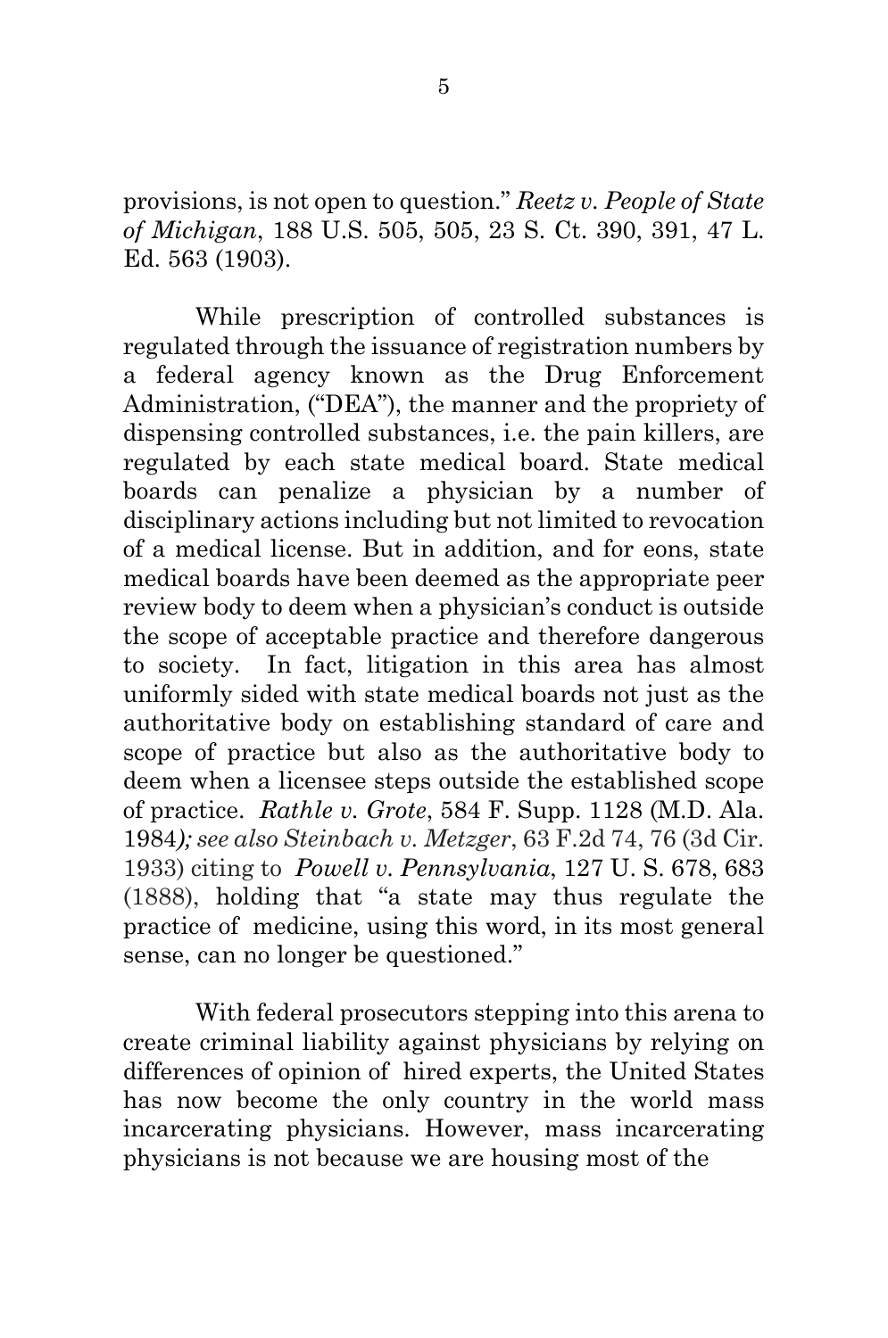provisions, is not open to question." *Reetz v. People of State of Michigan*, 188 U.S. 505, 505, 23 S. Ct. 390, 391, 47 L. Ed. 563 (1903).

While prescription of controlled substances is regulated through the issuance of registration numbers by a federal agency known as the Drug Enforcement Administration, ("DEA"), the manner and the propriety of dispensing controlled substances, i.e. the pain killers, are regulated by each state medical board. State medical boards can penalize a physician by a number of disciplinary actions including but not limited to revocation of a medical license. But in addition, and for eons, state medical boards have been deemed as the appropriate peer review body to deem when a physician's conduct is outside the scope of acceptable practice and therefore dangerous to society. In fact, litigation in this area has almost uniformly sided with state medical boards not just as the authoritative body on establishing standard of care and scope of practice but also as the authoritative body to deem when a licensee steps outside the established scope of practice. *Rathle v. Grote*, 584 F. Supp. 1128 (M.D. Ala. 1984*); see also Steinbach v. Metzger*, 63 F.2d 74, 76 (3d Cir. 1933) citing to *Powell v. Pennsylvania*, 127 U. S. 678, 683 (1888), holding that "a state may thus regulate the practice of medicine, using this word, in its most general sense, can no longer be questioned."

With federal prosecutors stepping into this arena to create criminal liability against physicians by relying on differences of opinion of hired experts, the United States has now become the only country in the world mass incarcerating physicians. However, mass incarcerating physicians is not because we are housing most of the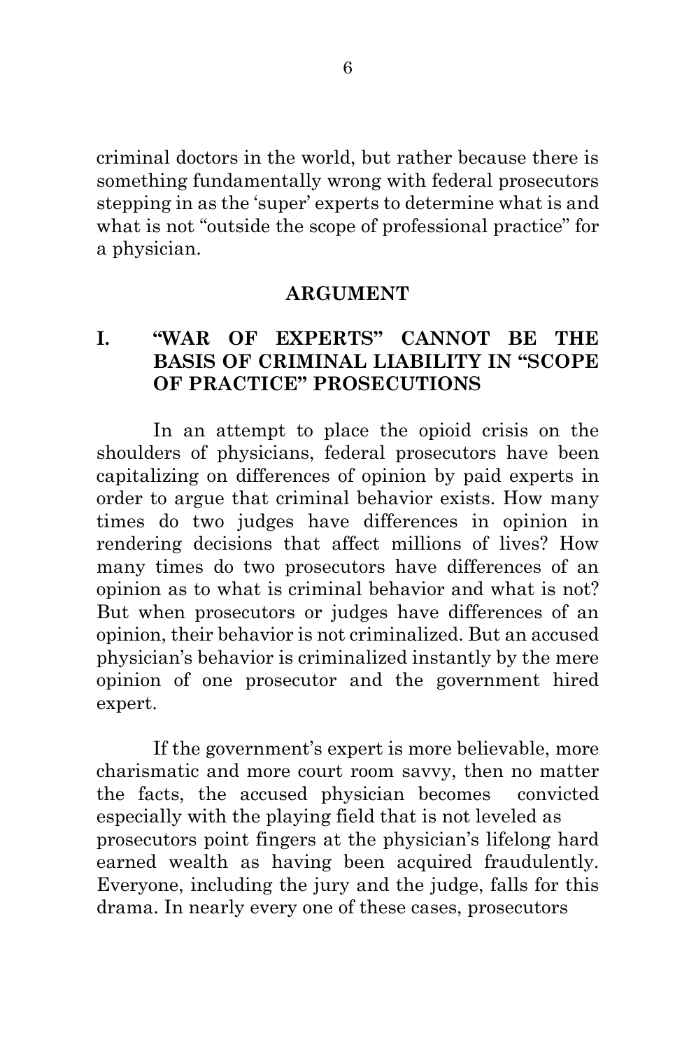criminal doctors in the world, but rather because there is something fundamentally wrong with federal prosecutors stepping in as the 'super' experts to determine what is and what is not "outside the scope of professional practice" for a physician.

## ARGUMENT

### I. "WAR OF EXPERTS" CANNOT BE THE BASIS OF CRIMINAL LIABILITY IN "SCOPE OF PRACTICE" PROSECUTIONS

In an attempt to place the opioid crisis on the shoulders of physicians, federal prosecutors have been capitalizing on differences of opinion by paid experts in order to argue that criminal behavior exists. How many times do two judges have differences in opinion in rendering decisions that affect millions of lives? How many times do two prosecutors have differences of an opinion as to what is criminal behavior and what is not? But when prosecutors or judges have differences of an opinion, their behavior is not criminalized. But an accused physician's behavior is criminalized instantly by the mere opinion of one prosecutor and the government hired expert.

If the government's expert is more believable, more charismatic and more court room savvy, then no matter the facts, the accused physician becomes convicted especially with the playing field that is not leveled as prosecutors point fingers at the physician's lifelong hard earned wealth as having been acquired fraudulently. Everyone, including the jury and the judge, falls for this drama. In nearly every one of these cases, prosecutors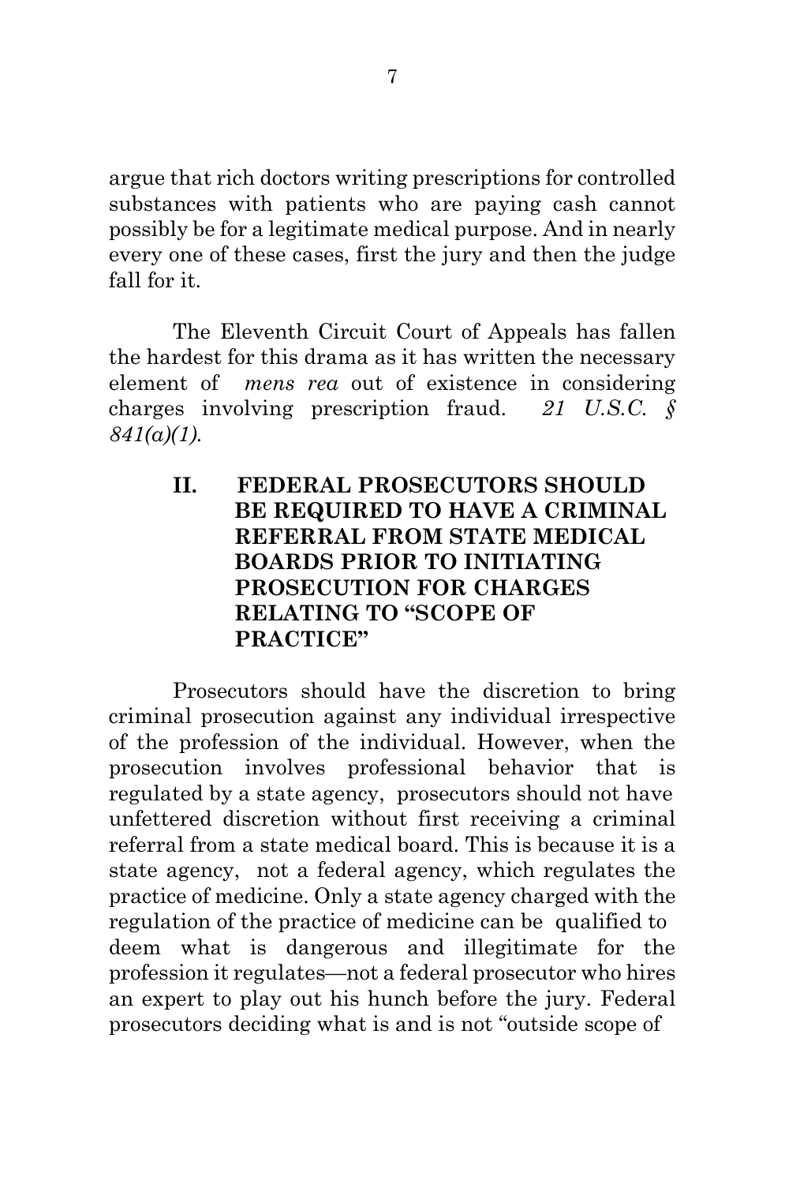argue that rich doctors writing prescriptions for controlled substances with patients who are paying cash cannot possibly be for a legitimate medical purpose. And in nearly every one of these cases, first the jury and then the judge fall for it.

The Eleventh Circuit Court of Appeals has fallen the hardest for this drama as it has written the necessary element of *mens rea* out of existence in considering charges involving prescription fraud. *21 U.S.C. § 841(a)(1).*

## II. FEDERAL PROSECUTORS SHOULD BE REQUIRED TO HAVE A CRIMINAL REFERRAL FROM STATE MEDICAL BOARDS PRIOR TO INITIATING PROSECUTION FOR CHARGES RELATING TO "SCOPE OF PRACTICE"

Prosecutors should have the discretion to bring criminal prosecution against any individual irrespective of the profession of the individual. However, when the prosecution involves professional behavior that is regulated by a state agency, prosecutors should not have unfettered discretion without first receiving a criminal referral from a state medical board. This is because it is a state agency, not a federal agency, which regulates the practice of medicine. Only a state agency charged with the regulation of the practice of medicine can be qualified to deem what is dangerous and illegitimate for the profession it regulates—not a federal prosecutor who hires an expert to play out his hunch before the jury. Federal prosecutors deciding what is and is not "outside scope of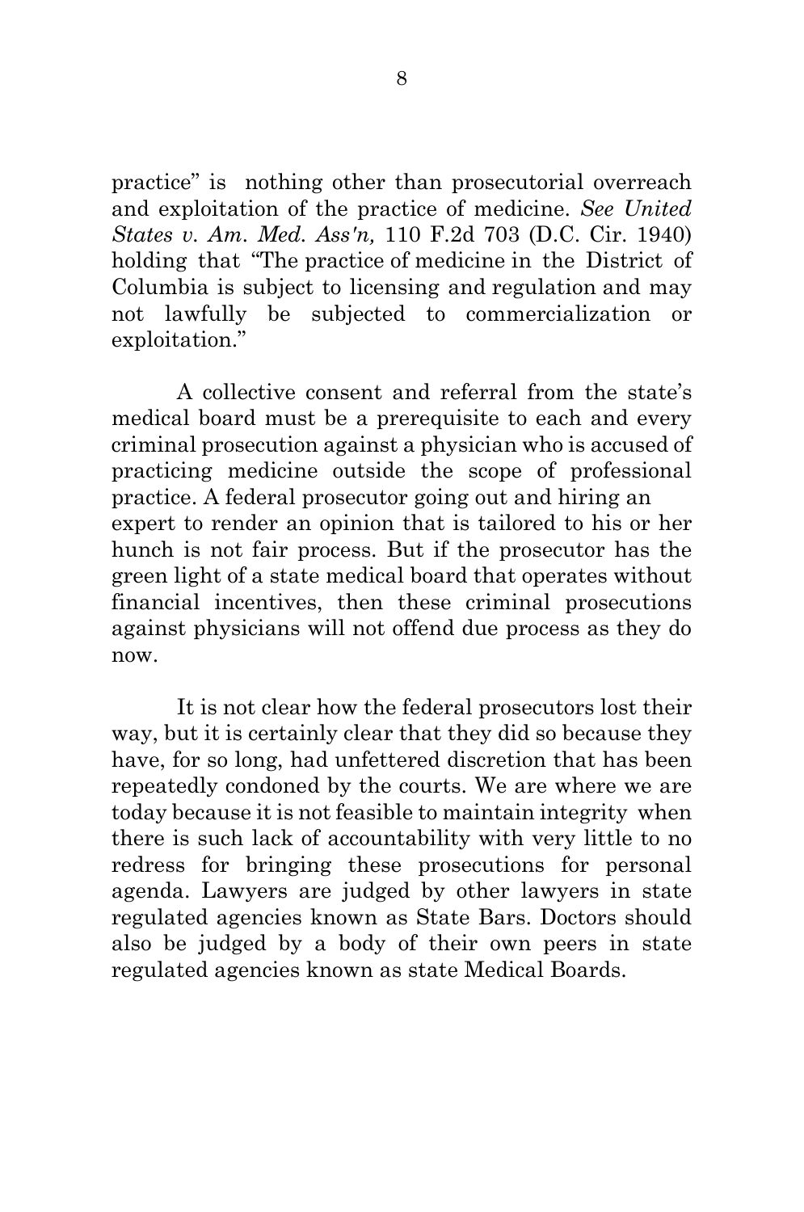practice" is nothing other than prosecutorial overreach and exploitation of the practice of medicine. *See United States v. Am. Med. Ass'n,* 110 F.2d 703 (D.C. Cir. 1940) holding that "The practice of medicine in the District of Columbia is subject to licensing and regulation and may not lawfully be subjected to commercialization or exploitation."

A collective consent and referral from the state's medical board must be a prerequisite to each and every criminal prosecution against a physician who is accused of practicing medicine outside the scope of professional practice. A federal prosecutor going out and hiring an expert to render an opinion that is tailored to his or her hunch is not fair process. But if the prosecutor has the green light of a state medical board that operates without financial incentives, then these criminal prosecutions against physicians will not offend due process as they do now.

It is not clear how the federal prosecutors lost their way, but it is certainly clear that they did so because they have, for so long, had unfettered discretion that has been repeatedly condoned by the courts. We are where we are today because it is not feasible to maintain integrity when there is such lack of accountability with very little to no redress for bringing these prosecutions for personal agenda. Lawyers are judged by other lawyers in state regulated agencies known as State Bars. Doctors should also be judged by a body of their own peers in state regulated agencies known as state Medical Boards.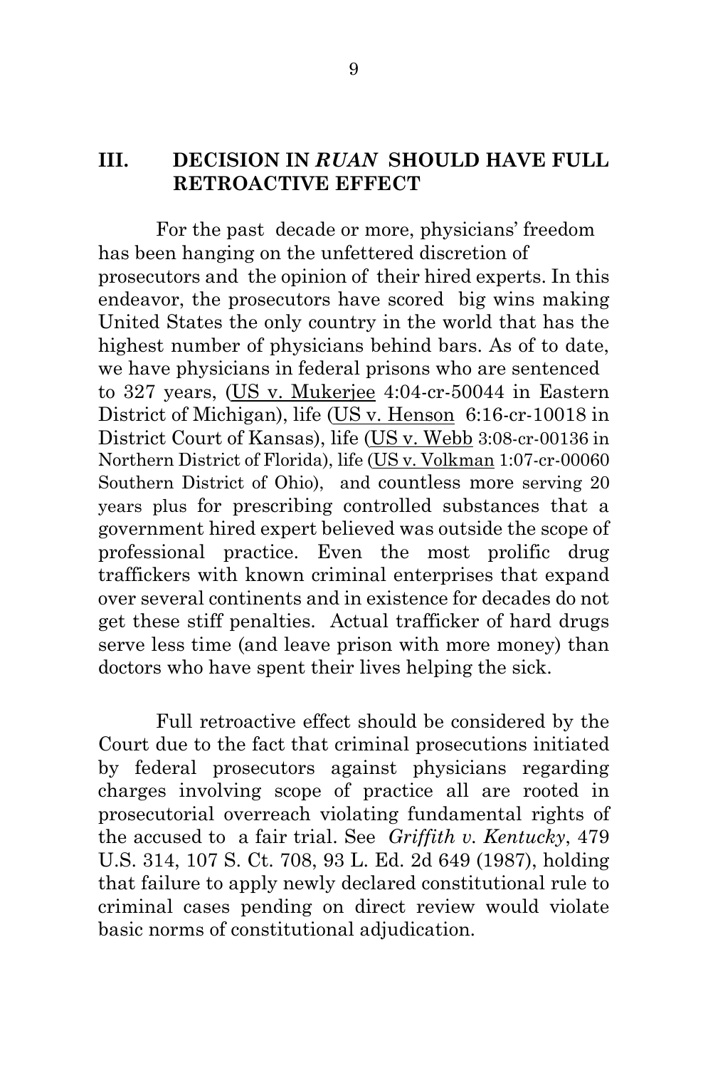## III. DECISION IN *RUAN* SHOULD HAVE FULL RETROACTIVE EFFECT

For the past decade or more, physicians' freedom has been hanging on the unfettered discretion of prosecutors and the opinion of their hired experts. In this endeavor, the prosecutors have scored big wins making United States the only country in the world that has the highest number of physicians behind bars. As of to date, we have physicians in federal prisons who are sentenced to 327 years, (US v. Mukerjee 4:04-cr-50044 in Eastern District of Michigan), life (US v. Henson 6:16-cr-10018 in District Court of Kansas), life (US v. Webb 3:08-cr-00136 in Northern District of Florida), life (US v. Volkman 1:07-cr-00060 Southern District of Ohio), and countless more serving 20 years plus for prescribing controlled substances that a government hired expert believed was outside the scope of professional practice. Even the most prolific drug traffickers with known criminal enterprises that expand over several continents and in existence for decades do not get these stiff penalties. Actual trafficker of hard drugs serve less time (and leave prison with more money) than doctors who have spent their lives helping the sick.

Full retroactive effect should be considered by the Court due to the fact that criminal prosecutions initiated by federal prosecutors against physicians regarding charges involving scope of practice all are rooted in prosecutorial overreach violating fundamental rights of the accused to a fair trial. See *Griffith v. Kentucky*, 479 U.S. 314, 107 S. Ct. 708, 93 L. Ed. 2d 649 (1987), holding that failure to apply newly declared constitutional rule to criminal cases pending on direct review would violate basic norms of constitutional adjudication.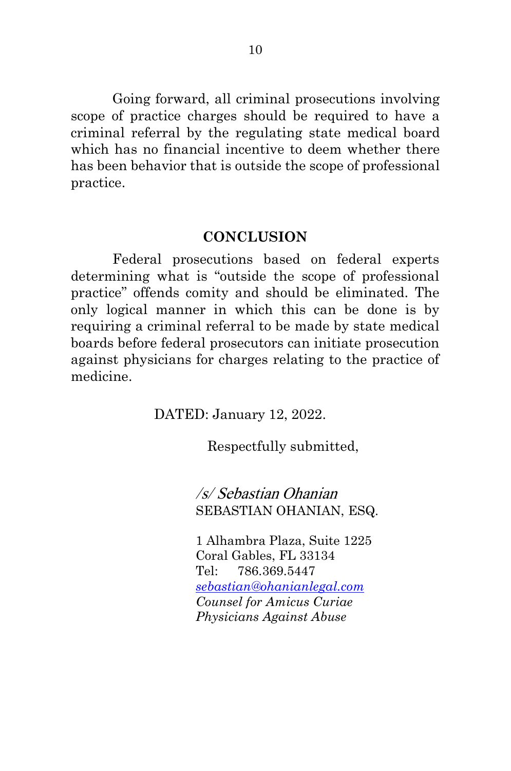Going forward, all criminal prosecutions involving scope of practice charges should be required to have a criminal referral by the regulating state medical board which has no financial incentive to deem whether there has been behavior that is outside the scope of professional practice.

## CONCLUSION

Federal prosecutions based on federal experts determining what is "outside the scope of professional practice" offends comity and should be eliminated. The only logical manner in which this can be done is by requiring a criminal referral to be made by state medical boards before federal prosecutors can initiate prosecution against physicians for charges relating to the practice of medicine.

DATED: January 12, 2022.

Respectfully submitted,

*/s/ Sebastian Ohanian*
SEBASTIAN OHANIAN, ESQ.

1 Alhambra Plaza, Suite 1225
Coral Gables, FL 33134
Tel: 786.369.5447
*sebastian@ohanianlegal.com*
*Counsel for Amicus Curiae*
*Physicians Against Abuse*